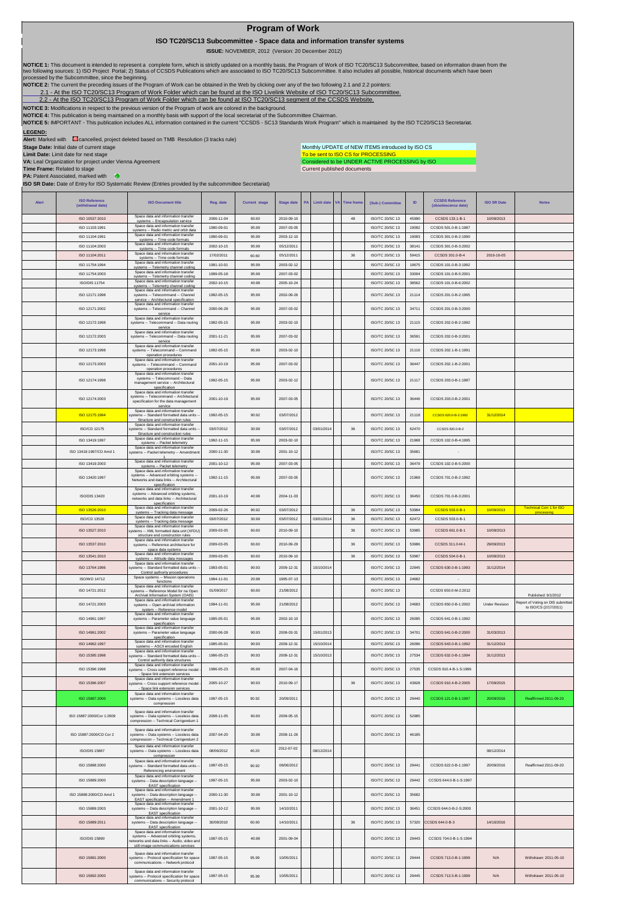# Program of Work

## ISO TC20/SC13 Subcommittee - Space data and information transfer systems

**ISSUE:** NOVEMBER, 2012 (Version: 20 December 2012)

**NOTICE 1:** This document is intended to represent a complete form, which is strictly updated on a monthly basis, the Program of Work of ISO TC20/SC13 Subcommittee, based on information drawn from the two following sources: 1) ISO Project Portal; 2) Status of CCSDS Publications which are associated to ISO TC20/SC13 Subcommittee. It also includes all possible, historical documents which have been processed by the Subcommittee, since the beginning.

**NOTICE 2:** The current the preceding issues of the Program of Work can be obtained in the Web by clicking over any of the two following 2.1 and 2.2 pointers:

2.1 - At the ISO TC20/SC13 Program of Work Folder which can be found at the ISO Livelink Website of ISO TC20/SC13 Subcommittee.

2.2 - At the ISO TC20/SC13 Program of Work Folder which can be found at ISO TC20/SC13 segment of the CCSDS Website.

**NOTICE 3:** Modifications in respect to the previous version of the Program of work are colored in the background.

**NOTICE 4:** This publication is being maintained on a monthly basis with support of the local secretariat of the Subcommittee Chairman.

**NOTICE 5:** IMPORTANT - This publication includes ALL information contained in the current "CCSDS - SC13 Standards Work Program" which is maintained by the ISO TC20/SC13 Secretariat.

**LEGEND:**

**Alert:** Marked with cancelled, project deleted based on TMB Resolution (3 tracks rule)

**Stage Date:** Initial date of current stage

**Limit Date:** Limit date for next stage

**VA:** Leal Organization for project under Vienna Agreement

**Time Frame:** Related to stage

**PA:** Patent Associated, marked with

**ISO SR Date:** Date of Entry for ISO Systematic Review (Entries provided by the subcommittee Secretariat)

Monthly UPDATE of NEW ITEMS introduced by ISO CS
To be sent to ISO CS for PROCESSING
Considered to be UNDER ACTIVE PROCESSING by ISO
Current published documents

| Alert | ISO Reference (withdrawal date) | ISO Document title | Reg. date | Current stage | Stage date | PA | Limit date | VA | Time frame | (Sub-) Committee | ID | CCSDS Reference (obsolescence date) | ISO SR Date | Notes |
|---|---|---|---|---|---|---|---|---|---|---|---|---|---|---|
| | ISO 10537:2010 | Space data and information transfer systems -- Encapsulation service | 2006-11-04 | 60.60 | 2010-09-10 | | | | 48 | ISO/TC 20/SC 13 | 45990 | CCSDS 133.1-B-1 | 10/09/2013 | |
| | ISO 11103:1991 | Space data and information transfer systems -- Radio metric and orbit data | 1990-09-01 | 95.99 | 2007-03-05 | | | | | ISO/TC 20/SC 13 | 19092 | CCSDS 501.0-B-1:1987 | | |
| | ISO 11104:1991 | Space data and information transfer systems -- Time code formats | 1990-09-01 | 95.99 | 2003-12-10 | | | | | ISO/TC 20/SC 13 | 19093 | CCSDS 301.0-B-2:1990 | | |
| | ISO 11104:2003 | Space data and information transfer systems -- Time code formats | 2002-10-15 | 95.99 | 05/12/2011 | | | | | ISO/TC 20/SC 13 | 38141 | CCSDS 301.0-B-3:2002 | | |
| | ISO 11104:2011 | Space data and information transfer systems -- Time code formats | 17/02/2011 | 60.60 | 05/12/2011 | | | | 36 | ISO/TC 20/SC 13 | 59415 | CCSDS 301.0-B-4 | 2016-16-05 | |
| | ISO 11754:1994 | Space data and information transfer systems -- Telemetry channel coding | 1991-10-01 | 95.99 | 2003-02-12 | | | | | ISO/TC 20/SC 13 | 19675 | CCSDS 101.0-B-3:1992 | | |
| | ISO 11754:2003 | Space data and information transfer systems -- Telemetry channel coding | 1999-05-18 | 95.99 | 2007-03-02 | | | | | ISO/TC 20/SC 13 | 33004 | CCSDS 101.0-B-5:2001 | | |
| | ISO/DIS 11754 | Space data and information transfer systems -- Telemetry channel coding | 2002-10-15 | 40.98 | 2005-10-24 | | | | | ISO/TC 20/SC 13 | 38562 | CCSDS 101.0-B-6:2002 | | |
| | ISO 12171:1998 | Space data and information transfer systems -- Telecommand -- Channel service -- Architectural specification | 1992-05-15 | 95.99 | 2002-09-26 | | | | | ISO/TC 20/SC 13 | 21114 | CCSDS 201.0-B-2:1995 | | |
| | ISO 12171:2002 | Space data and information transfer systems -- Telecommand -- Channel service | 2000-06-28 | 95.99 | 2007-03-02 | | | | | ISO/TC 20/SC 13 | 34711 | CCSDS 201.0-B-3:2000 | | |
| | ISO 12172:1998 | Space data and information transfer systems -- Telecommand -- Data routing service | 1992-05-15 | 95.99 | 2003-02-10 | | | | | ISO/TC 20/SC 13 | 21115 | CCSDS 202.0-B-2:1992 | | |
| | ISO 12172:2003 | Space data and information transfer systems -- Telecommand -- Data routing service | 2001-11-21 | 95.99 | 2007-03-02 | | | | | ISO/TC 20/SC 13 | 36591 | CCSDS 202.0-B-3:2001 | | |
| | ISO 12173:1998 | Space data and information transfer systems -- Telecommand -- Command operation procedures | 1992-05-15 | 95.99 | 2003-02-10 | | | | | ISO/TC 20/SC 13 | 21116 | CCSDS 202.1-B-1:1991 | | |
| | ISO 12173:2003 | Space data and information transfer systems -- Telecommand -- Command operation procedures | 2001-10-19 | 95.99 | 2007-03-02 | | | | | ISO/TC 20/SC 13 | 36447 | CCSDS 202.1-B-2:2001 | | |
| | ISO 12174:1998 | Space data and information transfer systems -- Telecommand -- Data management service -- Architectural specification | 1992-05-15 | 95.99 | 2003-02-12 | | | | | ISO/TC 20/SC 13 | 21117 | CCSDS 203.0-B-1:1987 | | |
| | ISO 12174:2003 | Space data and information transfer systems -- Telecommand -- Architectural specification for the data management service | 2001-10-19 | 95.99 | 2007-03-05 | | | | | ISO/TC 20/SC 13 | 36446 | CCSDS 203.0-B-2:2001 | | |
| | ISO 12175:1994 | Space data and information transfer systems -- Standard formatted data units -- Structure and construction rules | 1992-05-15 | 90.92 | 03/07/2012 | | | | | ISO/TC 20/SC 13 | 21118 | CCSDS 620.0-B-2:1992 | 31/12/2014 | |
| | ISO/CD 12175 | Space data and information transfer systems -- Standard formatted data units -- Structure and construction rules | 03/07/2012 | 30.99 | 03/07/2012 | | 03/01/2014 | | 36 | ISO/TC 20/SC 13 | 62470 | CCSDS 620.0-B-2 | | |
| | ISO 13419:1997 | Space data and information transfer systems -- Packet telemetry | 1992-11-15 | 95.99 | 2003-02-10 | | | | | ISO/TC 20/SC 13 | 21968 | CCSDS 102.0-B-4:1995 | | |
| | ISO 13419:1997/CD Amd 1 | Space data and information transfer systems -- Packet telemetry -- Amendment 1 | 2000-11-30 | 30.98 | 2001-10-12 | | | | | ISO/TC 20/SC 13 | 35681 | - | | |
| | ISO 13419:2003 | Space data and information transfer systems -- Packet telemetry | 2001-10-12 | 95.99 | 2007-03-05 | | | | | ISO/TC 20/SC 13 | 36479 | CCSDS 102.0-B-5:2000 | | |
| | ISO 13420:1997 | Space data and information transfer systems -- Advanced orbiting systems -- Networks and data links -- Architectural specification | 1992-11-15 | 95.99 | 2007-03-05 | | | | | ISO/TC 20/SC 13 | 21969 | CCSDS 701.0-B-2:1992 | | |
| | ISO/DIS 13420 | Space data and information transfer systems -- Advanced orbiting systems, networks and data links -- Architectural specification | 2001-10-19 | 40.98 | 2004-11-03 | | | | | ISO/TC 20/SC 13 | 36450 | CCSDS 701.0-B-3:2001 | | |
| | ISO 13526:2010 | Space data and information transfer systems -- Tracking data message | 2009-02-26 | 90.92 | 03/07/2012 | | | | 36 | ISO/TC 20/SC 13 | 53984 | CCSDS 503.0-B-1 | 10/09/2013 | Technical Corr 1 for ISO processing |
| | ISO/CD 13526 | Space data and information transfer systems -- Tracking data message | 03/07/2012 | 30.99 | 03/07/2012 | | 03/01/2014 | | 36 | ISO/TC 20/SC 13 | 62472 | CCSDS 503.0-B-1 | | |
| | ISO 13527:2010 | Space data and information transfer systems -- XML formatted data unit (XFDU) structure and construction rules | 2009-03-05 | 60.60 | 2010-09-10 | | | | 36 | ISO/TC 20/SC 13 | 53985 | CCSDS 661.0-B-1 | 10/09/2013 | |
| | ISO 13537:2010 | Space data and information transfer systems -- Reference architecture for space data systems | 2009-03-05 | 60.60 | 2010-09-29 | | | | 36 | ISO/TC 20/SC 13 | 53986 | CCSDS 311.0-M-1 | 29/09/2013 | |
| | ISO 13541:2010 | Space data and information transfer systems -- Attitude data messages | 2009-03-05 | 60.60 | 2010-09-10 | | | | 36 | ISO/TC 20/SC 13 | 53987 | CCSDS 504.0-B-1 | 10/09/2013 | |
| | ISO 13764:1996 | Space data and information transfer systems -- Standard formatted data units -- Control authority procedures | 1993-05-01 | 90.93 | 2009-12-31 | | 15/10/2014 | | | ISO/TC 20/SC 13 | 22845 | CCSDS 630.0-B-1:1993 | 31/12/2014 | |
| | ISO/WD 14712 | Space systems -- Mission operations functions | 1994-11-01 | 20.98 | 1995-07-13 | | | | | ISO/TC 20/SC 13 | 24682 | - | | |
| | ISO 14721:2012 | Space data and information transfer systems -- Reference Model for na Open Archival Information System (OAIS) | 01/09/2017 | 60.60 | 21/08/2012 | | | | | ISO/TC 20/SC 13 | | CCSDS 650.0-M-2:2012 | | Published: 9/1/2012 |
| | ISO 14721:2003 | Space data and information transfer systems -- Open archival information system -- Reference model | 1994-11-01 | 95.99 | 21/08/2012 | | | | | ISO/TC 20/SC 13 | 24683 | CCSDS 650.0-B-1:2002 | Under Revision | Report of Voting on DIS submitted to ISO/CS (2/17/2011) |
| | ISO 14961:1997 | Space data and information transfer systems -- Parameter value language specification | 1995-05-01 | 95.99 | 2002-10-10 | | | | | ISO/TC 20/SC 13 | 26095 | CCSDS 641.0-B-1:1992 | | |
| | ISO 14961:2002 | Space data and information transfer systems -- Parameter value language specification | 2000-06-28 | 90.93 | 2008-03-31 | | 15/01/2013 | | | ISO/TC 20/SC 13 | 34701 | CCSDS 641.0-B-2:2000 | 31/03/2013 | |
| | ISO 14962:1997 | Space data and information transfer systems -- ASCII encoded English | 1995-05-01 | 90.93 | 2009-12-31 | | 15/10/2014 | | | ISO/TC 20/SC 13 | 26096 | CCSDS 643.0-B-1:1992 | 31/12/2013 | |
| | ISO 15395:1998 | Space data and information transfer systems -- Standard formatted data units -- Control authority data structures | 1996-05-23 | 90.93 | 2008-12-31 | | 15/10/2013 | | | ISO/TC 20/SC 13 | 27534 | CCSDS 632.0-B-1:1994 | 31/12/2013 | |
| | ISO 15396:1998 | Space data and information transfer systems -- Cross support reference model -- Space link extension services | 1996-05-23 | 95.99 | 2007-04-16 | | | | | ISO/TC 20/SC 13 | 27535 | CCSDS 910.4-B-1-S:1996 | | |
| | ISO 15396:2007 | Space data and information transfer systems -- Cross support reference model -- Space link extension services | 2005-10-27 | 90.93 | 2010-09-17 | | | | 36 | ISO/TC 20/SC 13 | 43828 | CCSDS 910.4-B-2:2005 | 17/09/2015 | |
| | ISO 15887:2000 | Space data and information transfer systems -- Data systems -- Lossless data compression | 1997-05-15 | 90.92 | 20/09/2011 | | | | | ISO/TC 20/SC 13 | 29440 | CCSDS 121.0-B-1:1997 | 20/09/2016 | Reaffirmed 2011-09-20 |
| | ISO 15887:2000/Cor 1:2009 | Space data and information transfer systems -- Data systems -- Lossless data compression -- Technical Corrigendum 1 | 2008-11-05 | 60.60 | 2009-05-15 | | | | | ISO/TC 20/SC 13 | 52985 | | | |
| | ISO 15887:2000/CD Cor 2 | Space data and information transfer systems -- Data systems -- Lossless data compression -- Technical Corrigendum 2 | 2007-04-20 | 30.98 | 2008-11-26 | | | | | ISO/TC 20/SC 13 | 46185 | | | |
| | ISO/DIS 15887 | Space data and information transfer systems -- Data systems -- Lossless data compression | 08/06/2012 | 40.20 | 2012-07-02 | | 08/12/2014 | | | | | | 08/12/2014 | |
| | ISO 15888:2000 | Space data and information transfer systems -- Standard formatted data units -- Referencing environment | 1997-05-15 | 90.92 | 08/06/2012 | | | | | ISO/TC 20/SC 13 | 29441 | CCSDS 622.0-B-1:1997 | 20/09/2016 | Reaffirmed 2011-09-20 |
| | ISO 15889:2000 | Space data and information transfer systems -- Data description language -- EAST specification | 1997-05-15 | 95.99 | 2003-02-10 | | | | | ISO/TC 20/SC 13 | 29442 | CCSDS 644.0-B-1-S:1997 | | |
| | ISO 15889:2000/CD Amd 1 | Space data and information transfer systems -- Data description language -- EAST specification -- Amendment 1 | 2000-11-30 | 30.98 | 2001-10-12 | | | | | ISO/TC 20/SC 13 | 35682 | | | |
| | ISO 15889:2003 | Space data and information transfer systems -- Data description language -- EAST specification | 2001-10-12 | 95.99 | 14/10/2011 | | | | | ISO/TC 20/SC 13 | 36451 | CCSDS 644.0-B-2-S:2000 | | |
| | ISO 15889:2011 | Space data and information transfer systems -- Data description language -- EAST specification | 30/08/2010 | 60.60 | 14/10/2011 | | | | 36 | ISO/TC 20/SC 13 | 57320 | CCSDS 644.0-B-3 | 14/10/2016 | |
| | ISO/DIS 15890 | Space data and information transfer systems -- Advanced orbiting systems, networks and data links -- Audio, video and still-image communications services | 1997-05-15 | 40.98 | 2001-09-04 | | | | | ISO/TC 20/SC 13 | 29443 | CCSDS 704.0-B-1-S:1994 | | |
| | ISO 15891:2000 | Space data and information transfer systems -- Protocol specification for space communications -- Network protocol | 1997-05-15 | 95.99 | 10/05/2011 | | | | | ISO/TC 20/SC 13 | 29444 | CCSDS 713.0-B-1:1999 | N/A | Withdrawn: 2011-05-10 |
| | ISO 15892:2000 | Space data and information transfer systems -- Protocol specification for space communications -- Security protocol | 1997-05-15 | 95.99 | 10/05/2011 | | | | | ISO/TC 20/SC 13 | 29445 | CCSDS 713.5-B-1:1999 | N/A | Withdrawn: 2011-05-10 |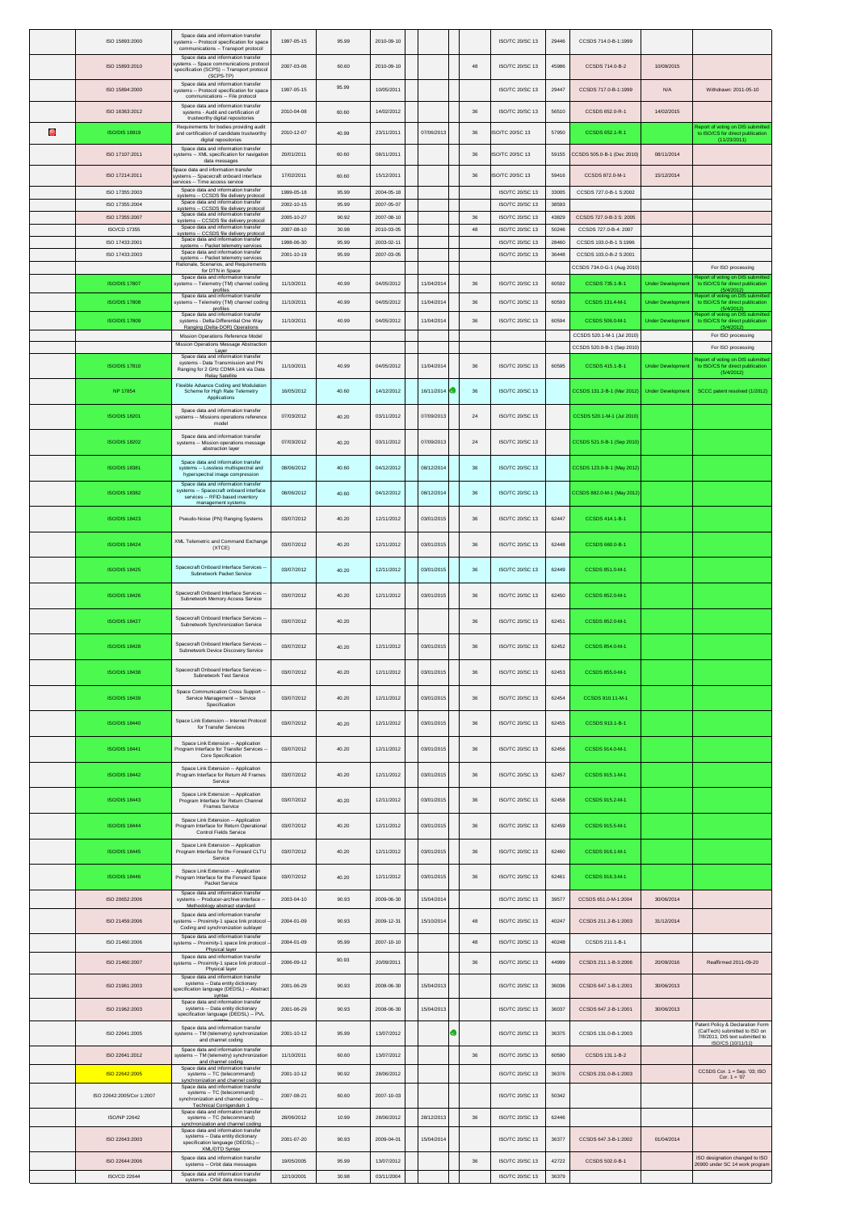| | Standard | Title | Date | Stage | Date | Date | | Months | Committee | No. | CCSDS | Date | Notes |
|---|---|---|---|---|---|---|---|---|---|---|---|---|---|
| | ISO 15893:2000 | Space data and information transfer systems -- Protocol specification for space communications -- Transport protocol | 1997-05-15 | 95.99 | 2010-09-10 | | | | ISO/TC 20/SC 13 | 29446 | CCSDS 714.0-B-1:1999 | | |
| | ISO 15893:2010 | Space data and information transfer systems -- Space communications protocol specification (SCPS) -- Transport protocol (SCPS-TP) | 2007-03-06 | 60.60 | 2010-09-10 | | | 48 | ISO/TC 20/SC 13 | 45986 | CCSDS 714.0-B-2 | 10/09/2015 | |
| | ISO 15894:2000 | Space data and information transfer systems -- Protocol specification for space communications -- File protocol | 1997-05-15 | 95.99 | 10/05/2011 | | | | ISO/TC 20/SC 13 | 29447 | CCSDS 717.0-B-1:1999 | N/A | Withdrawn: 2011-05-10 |
| | ISO 16363:2012 | Space data and information transfer systems - Audit and certification of trustworthy digital repositories | 2010-04-08 | 60.60 | 14/02/2012 | | | 36 | ISO/TC 20/SC 13 | 56510 | CCSDS 652.0-R-1 | 14/02/2015 | |
| ● | ISO/DIS 16919 | Requirements for bodies providing audit and certification of candidate trustworthy digital repositories | 2010-12-07 | 40.99 | 23/11/2011 | 07/06/2013 | | 36 | ISO/TC 20/SC 13 | 57950 | CCSDS 652.1-R.1 | | Report of voting on DIS submitted to ISO/CS for direct publication (11/23/2011) |
| | ISO 17107:2011 | Space data and information transfer systems -- XML specification for navigation data messages | 20/01/2011 | 60.60 | 08/11/2011 | | | 36 | ISO/TC 20/SC 13 | 59155 | CCSDS 505.0-B-1 (Dec 2010) | 08/11/2014 | |
| | ISO 17214:2011 | Space data and information transfer systems -- Spacecraft onboard interface services -- Time access service | 17/02/2011 | 60.60 | 15/12/2011 | | | 36 | ISO/TC 20/SC 13 | 59416 | CCSDS 872.0-M-1 | 15/12/2014 | |
| | ISO 17355:2003 | Space data and information transfer systems -- CCSDS file delivery protocol | 1999-05-18 | 95.99 | 2004-05-18 | | | | ISO/TC 20/SC 13 | 33005 | CCSDS 727.0-B-1 S:2002 | | |
| | ISO 17355:2004 | Space data and information transfer systems -- CCSDS file delivery protocol | 2002-10-15 | 95.99 | 2007-05-07 | | | | ISO/TC 20/SC 13 | 38593 | | | |
| | ISO 17355:2007 | Space data and information transfer systems -- CCSDS file delivery protocol | 2005-10-27 | 90.92 | 2007-08-10 | | | 36 | ISO/TC 20/SC 13 | 43829 | CCSDS 727.0-B-3 S: 2005 | | |
| | ISO/CD 17355 | Space data and information transfer systems -- CCSDS file delivery protocol | 2007-08-10 | 30.98 | 2010-03-05 | | | 48 | ISO/TC 20/SC 13 | 50246 | CCSDS 727.0-B-4: 2007 | | |
| | ISO 17433:2001 | Space data and information transfer systems -- Packet telemetry services | 1998-06-30 | 95.99 | 2003-02-11 | | | | ISO/TC 20/SC 13 | 28460 | CCSDS 103.0-B-1 S:1996 | | |
| | ISO 17433:2003 | Space data and information transfer systems -- Packet telemetry services | 2001-10-19 | 95.99 | 2007-03-05 | | | | ISO/TC 20/SC 13 | 36448 | CCSDS 103.0-B-2 S:2001 | | |
| | | Rationale, Scenarios, and Requirements for DTN in Space | | | | | | | | | CCSDS 734.0-G-1 (Aug 2010) | | For ISO processing |
| | ISO/DIS 17807 | Space data and information transfer systems -- Telemetry (TM) channel coding profiles | 11/10/2011 | 40.99 | 04/05/2012 | 11/04/2014 | | 36 | ISO/TC 20/SC 13 | 60592 | CCSDS 735.1-B-1 | Under Development | Report of voting on DIS submitted to ISO/CS for direct publication (5/4/2012) |
| | ISO/DIS 17808 | Space data and information transfer systems -- Telemetry (TM) channel coding profiles | 11/10/2011 | 40.99 | 04/05/2012 | 11/04/2014 | | 36 | ISO/TC 20/SC 13 | 60593 | CCSDS 131.4-M-1 | Under Development | Report of voting on DIS submitted to ISO/CS for direct publication (5/4/2012) |
| | ISO/DIS 17809 | Space data and information transfer systems - Delta-Differential One Way Ranging (Delta-DOR) Operations | 11/10/2011 | 40.99 | 04/05/2012 | 11/04/2014 | | 36 | ISO/TC 20/SC 13 | 60594 | CCSDS 506.0-M-1 | Under Development | Report of voting on DIS submitted to ISO/CS for direct publication (5/4/2012) |
| | | Mission Operations Reference Model | | | | | | | | | CCSDS 520.1-M-1 (Jul 2010) | | For ISO processing |
| | | Mission Operations Message Abstraction Layer | | | | | | | | | CCSDS 520.0-B-1 (Sep 2010) | | For ISO processing |
| | ISO/DIS 17810 | Space data and information transfer systems - Data Transmission and PN Ranging for 2 GHz CDMA Link via Data Relay Satellite | 11/10/2011 | 40.99 | 04/05/2012 | 11/04/2014 | | 36 | ISO/TC 20/SC 13 | 60595 | CCSDS 415.1-B-1 | Under Development | Report of voting on DIS submitted to ISO/CS for direct publication (5/4/2012) |
| | NP 17854 | Flexible Advance Coding and Modulation Scheme for High Rate Telemetry Applications | 16/05/2012 | 40.60 | 14/12/2012 | 16/11/2014 | ● | 36 | ISO/TC 20/SC 13 | | CCSDS 131.2-B-1 (Mar 2012) | Under Development | SCCC patent resolved (1/2012) |
| | ISO/DIS 18201 | Space data and information transfer systems -- Missions operations reference model | 07/03/2012 | 40.20 | 03/11/2012 | 07/09/2013 | | 24 | ISO/TC 20/SC 13 | | CCSDS 520.1-M-1 (Jul 2010) | | |
| | ISO/DIS 18202 | Space data and information transfer systems -- Mission operations message abstraction layer | 07/03/2012 | 40.20 | 03/11/2012 | 07/09/2013 | | 24 | ISO/TC 20/SC 13 | | CCSDS 521.0-B-1 (Sep 2010) | | |
| | ISO/DIS 18381 | Space data and information transfer systems -- Lossless multispectral and hyperspectral image compression | 08/06/2012 | 40.60 | 04/12/2012 | 08/12/2014 | | 36 | ISO/TC 20/SC 13 | | CCSDS 123.0-B-1 (May 2012) | | |
| | ISO/DIS 18382 | Space data and information transfer systems -- Spacecraft onboard interface services -- RFID-based inventory management systems | 08/06/2012 | 40.60 | 04/12/2012 | 08/12/2014 | | 36 | ISO/TC 20/SC 13 | | CCSDS 882.0-M-1 (May 2012) | | |
| | ISO/DIS 18423 | Pseudo-Noise (PN) Ranging Systems | 03/07/2012 | 40.20 | 12/11/2012 | 03/01/2015 | | 36 | ISO/TC 20/SC 13 | 62447 | CCSDS 414.1-B-1 | | |
| | ISO/DIS 18424 | XML Telemetric and Command Exchange (XTCE) | 03/07/2012 | 40.20 | 12/11/2012 | 03/01/2015 | | 36 | ISO/TC 20/SC 13 | 62448 | CCSDS 660.0-B-1 | | |
| | ISO/DIS 18425 | Spacecraft Onboard Interface Services -- Subnetwork Packet Service | 03/07/2012 | 40.20 | 12/11/2012 | 03/01/2015 | | 36 | ISO/TC 20/SC 13 | 62449 | CCSDS 851.0-M-1 | | |
| | ISO/DIS 18426 | Spacecraft Onboard Interface Services -- Subnetwork Memory Access Service | 03/07/2012 | 40.20 | 12/11/2012 | 03/01/2015 | | 36 | ISO/TC 20/SC 13 | 62450 | CCSDS 852.0-M-1 | | |
| | ISO/DIS 18427 | Spacecraft Onboard Interface Services -- Subnetwork Synchronization Service | 03/07/2012 | 40.20 | | | | 36 | ISO/TC 20/SC 13 | 62451 | CCSDS 852.0-M-1 | | |
| | ISO/DIS 18428 | Spacecraft Onboard Interface Services -- Subnetwork Device Discovery Service | 03/07/2012 | 40.20 | 12/11/2012 | 03/01/2015 | | 36 | ISO/TC 20/SC 13 | 62452 | CCSDS 854.0-M-1 | | |
| | ISO/DIS 18438 | Spacecraft Onboard Interface Services -- Subnetwork Test Service | 03/07/2012 | 40.20 | 12/11/2012 | 03/01/2015 | | 36 | ISO/TC 20/SC 13 | 62453 | CCSDS 855.0-M-1 | | |
| | ISO/DIS 18439 | Space Communication Cross Support -- Service Management -- Service Specification | 03/07/2012 | 40.20 | 12/11/2012 | 03/01/2015 | | 36 | ISO/TC 20/SC 13 | 62454 | CCSDS 910.11-M-1 | | |
| | ISO/DIS 18440 | Space Link Extension -- Internet Protocol for Transfer Services | 03/07/2012 | 40.20 | 12/11/2012 | 03/01/2015 | | 36 | ISO/TC 20/SC 13 | 62455 | CCSDS 913.1-B-1 | | |
| | ISO/DIS 18441 | Space Link Extension -- Application Program Interface for Transfer Services -- Core Specification | 03/07/2012 | 40.20 | 12/11/2012 | 03/01/2015 | | 36 | ISO/TC 20/SC 13 | 62456 | CCSDS 914.0-M-1 | | |
| | ISO/DIS 18442 | Space Link Extension -- Application Program Interface for Return All Frames Service | 03/07/2012 | 40.20 | 12/11/2012 | 03/01/2015 | | 36 | ISO/TC 20/SC 13 | 62457 | CCSDS 915.1-M-1 | | |
| | ISO/DIS 18443 | Space Link Extension -- Application Program Interface for Return Channel Frames Service | 03/07/2012 | 40.20 | 12/11/2012 | 03/01/2015 | | 36 | ISO/TC 20/SC 13 | 62458 | CCSDS 915.2-M-1 | | |
| | ISO/DIS 18444 | Space Link Extension -- Application Program Interface for Return Operational Control Fields Service | 03/07/2012 | 40.20 | 12/11/2012 | 03/01/2015 | | 36 | ISO/TC 20/SC 13 | 62459 | CCSDS 915.5-M-1 | | |
| | ISO/DIS 18445 | Space Link Extension -- Application Program Interface for the Forward CLTU Service | 03/07/2012 | 40.20 | 12/11/2012 | 03/01/2015 | | 36 | ISO/TC 20/SC 13 | 62460 | CCSDS 916.1-M-1 | | |
| | ISO/DIS 18446 | Space Link Extension -- Application Program Interface for the Forward Space Packet Service | 03/07/2012 | 40.20 | 12/11/2012 | 03/01/2015 | | 36 | ISO/TC 20/SC 13 | 62461 | CCSDS 916.3-M-1 | | |
| | ISO 20652:2006 | Space data and information transfer systems -- Producer-archive interface -- Methodology abstract standard | 2003-04-10 | 90.93 | 2009-06-30 | 15/04/2014 | | | ISO/TC 20/SC 13 | 39577 | CCSDS 651.0-M-1:2004 | 30/06/2014 | |
| | ISO 21459:2006 | Space data and information transfer systems -- Proximity-1 space link protocol -- Coding and synchronization sublayer | 2004-01-09 | 90.93 | 2009-12-31 | 15/10/2014 | | 48 | ISO/TC 20/SC 13 | 40247 | CCSDS 211.2-B-1:2003 | 31/12/2014 | |
| | ISO 21460:2006 | Space data and information transfer systems -- Proximity-1 space link protocol -- Physical layer | 2004-01-09 | 95.99 | 2007-10-10 | | | 48 | ISO/TC 20/SC 13 | 40248 | CCSDS 211.1-B-1 | | |
| | ISO 21460:2007 | Space data and information transfer systems -- Proximity-1 space link protocol -- Physical layer | 2006-09-12 | 90.93 | 20/09/2011 | | | 36 | ISO/TC 20/SC 13 | 44999 | CCSDS 211.1-B-3:2006 | 20/09/2016 | Reaffirmed 2011-09-20 |
| | ISO 21961:2003 | Space data and information transfer systems -- Data entity dictionary specification language (DEDSL) -- Abstract syntax | 2001-06-29 | 90.93 | 2008-06-30 | 15/04/2013 | | | ISO/TC 20/SC 13 | 36036 | CCSDS 647.1-B-1:2001 | 30/06/2013 | |
| | ISO 21962:2003 | Space data and information transfer systems -- Data entity dictionary specification language (DEDSL) -- PVL syntax | 2001-06-29 | 90.93 | 2008-06-30 | 15/04/2013 | | | ISO/TC 20/SC 13 | 36037 | CCSDS 647.2-B-1:2001 | 30/06/2013 | |
| | ISO 22641:2005 | Space data and information transfer systems -- TM (telemetry) synchronization and channel coding | 2001-10-12 | 95.99 | 13/07/2012 | | ● | | ISO/TC 20/SC 13 | 36375 | CCSDS 131.0-B-1:2003 | | Patent Policy & Declaration Form (CalTech) submitted to ISO on 7/8/2011; DIS text submitted to ISO/CS (10/11/11) |
| | ISO 22641:2012 | Space data and information transfer systems -- TM (telemetry) synchronization and channel coding | 11/10/2011 | 60.60 | 13/07/2012 | | | 36 | ISO/TC 20/SC 13 | 60590 | CCSDS 131.1-B-2 | | |
| | ISO 22642:2005 | Space data and information transfer systems -- TC (telecommand) synchronization and channel coding | 2001-10-12 | 90.92 | 28/06/2012 | | | | ISO/TC 20/SC 13 | 36376 | CCSDS 231.0-B-1:2003 | | CCSDS Cor. 1 = Sep. '03; ISO Cor. 1 = '07 |
| | ISO 22642:2005/Cor 1:2007 | Space data and information transfer systems -- TC (telecommand) synchronization and channel coding -- Technical Corrigendum 1 | 2007-08-21 | 60.60 | 2007-10-03 | | | | ISO/TC 20/SC 13 | 50342 | | | |
| | ISO/NP 22642 | Space data and information transfer systems -- TC (telecommand) synchronization and channel coding | 28/06/2012 | 10.99 | 28/06/2012 | 28/12/2013 | | 36 | ISO/TC 20/SC 13 | 62446 | | | |
| | ISO 22643:2003 | Space data and information transfer systems -- Data entity dictionary specification language (DEDSL) -- XML/DTD Syntax | 2001-07-20 | 90.93 | 2009-04-01 | 15/04/2014 | | | ISO/TC 20/SC 13 | 36377 | CCSDS 647.3-B-1:2002 | 01/04/2014 | |
| | ISO 22644:2006 | Space data and information transfer systems -- Orbit data messages | 19/05/2005 | 95.99 | 13/07/2012 | | | 36 | ISO/TC 20/SC 13 | 42722 | CCSDS 502.0-B-1 | | ISO designation changed to ISO 26900 under SC 14 work program |
| | ISO/CD 22644 | Space data and information transfer systems -- Orbit data messages | 12/10/2001 | 30.98 | 03/11/2004 | | | | ISO/TC 20/SC 13 | 36379 | | | |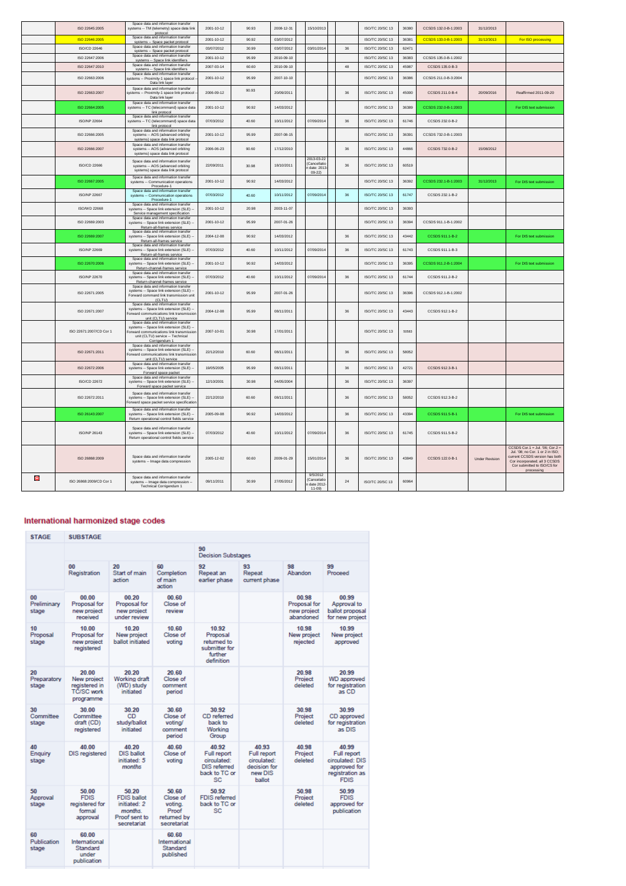| | | | | | | | | | | | | | |
|---|---|---|---|---|---|---|---|---|---|---|---|---|---|
| | ISO 22645:2005 | Space data and information transfer systems -- TM (telemetry) space data link protocol | 2001-10-12 | 90.93 | 2008-12-31 | | 15/10/2013 | | | ISO/TC 20/SC 13 | 36380 | CCSDS 132.0-B-1:2003 | 31/12/2013 | |
| | ISO 22646:2005 | Space data and information transfer systems -- Space packet protocol | 2001-10-12 | 90.92 | 03/07/2012 | | | | | ISO/TC 20/SC 13 | 36381 | CCSDS 133.0-B-1:2003 | 31/12/3013 | For ISO processing |
| | ISO/CD 22646 | Space data and information transfer systems -- Space packet protocol | 03/07/2012 | 30.99 | 03/07/2012 | | 03/01/2014 | | 36 | ISO/TC 20/SC 13 | 62471 | | | |
| | ISO 22647:2006 | Space data and information transfer systems -- Space link identifiers | 2001-10-12 | 95.99 | 2010-09-10 | | | | | ISO/TC 20/SC 13 | 36383 | CCSDS 135.0-B-1:2002 | | |
| | ISO 22647:2010 | Space data and information transfer systems -- Space link identifiers | 2007-03-14 | 60.60 | 2010-09-10 | | | | 48 | ISO/TC 20/SC 13 | 45987 | CCSDS 135.0-B-3 | | |
| | ISO 22663:2006 | Space data and information transfer systems -- Proximity-1 space link protocol -- Data link layer | 2001-10-12 | 95.99 | 2007-10-10 | | | | | ISO/TC 20/SC 13 | 36386 | CCSDS 211.0-B-3:2004 | | |
| | ISO 22663:2007 | Space data and information transfer systems -- Proximity-1 space link protocol -- Data link layer | 2006-09-12 | 90.93 | 20/09/2011 | | | | 36 | ISO/TC 20/SC 13 | 45000 | CCSDS 211.0-B-4 | 20/09/2016 | Reaffirmed 2011-09-20 |
| | ISO 22664:2005 | Space data and information transfer systems -- TC (telecommand) space data link protocol | 2001-10-12 | 90.92 | 14/03/2012 | | | | | ISO/TC 20/SC 13 | 36389 | CCSDS 232.0-B-1:2003 | | For DIS text submission |
| | ISO/NP 22664 | Space data and information transfer systems -- TC (telecommand) space data link protocol | 07/03/2012 | 40.60 | 10/11/2012 | | 07/09/2014 | | 36 | ISO/TC 20/SC 13 | 61746 | CCSDS 232.0-B-2 | | |
| | ISO 22666:2005 | Space data and information transfer systems -- AOS (advanced orbiting systems) space data link protocol | 2001-10-12 | 95.99 | 2007-08-15 | | | | | ISO/TC 20/SC 13 | 36391 | CCSDS 732.0-B-1:2003 | | |
| | ISO 22666:2007 | Space data and information transfer systems -- AOS (advanced orbiting systems) space data link protocol | 2006-06-23 | 90.60 | 17/12/2010 | | | | 36 | ISO/TC 20/SC 13 | 44866 | CCSDS 732.0-B-2 | 15/08/2012 | |
| | ISO/CD 22666 | Space data and information transfer systems -- AOS (advanced orbiting systems) space data link protocol | 22/09/2011 | 30.98 | 18/10/2011 | | 2013-03-22 (Cancellation date: 2013-09-22) | | 36 | ISO/TC 20/SC 13 | 60519 | | | |
| | ISO 22667:2005 | Space data and information transfer systems -- Communication operations Procedure-1 | 2001-10-12 | 90.92 | 14/03/2012 | | | | | ISO/TC 20/SC 13 | 36392 | CCSDS 232.1-B-1:2003 | 31/12/2013 | For DIS text submission |
| | ISO/NP 22667 | Space data and information transfer systems -- Communication operations Procedure-1 | 07/03/2012 | 40.60 | 10/11/2012 | | 07/09/2014 | | 36 | ISO/TC 20/SC 13 | 61747 | CCSDS 232.1-B-2 | | |
| | ISO/WD 22668 | Space data and information transfer systems -- Space link extension (SLE) -- Service management specification | 2001-10-12 | 20.98 | 2003-11-07 | | | | | ISO/TC 20/SC 13 | 36393 | | | |
| | ISO 22669:2003 | Space data and information transfer systems -- Space link extension (SLE) -- Return-all-frames service | 2001-10-12 | 95.99 | 2007-01-26 | | | | | ISO/TC 20/SC 13 | 36394 | CCSDS 911.1-B-1:2002 | | |
| | ISO 22669:2007 | Space data and information transfer systems -- Space link extension (SLE) -- Return-all-frames service | 2004-12-08 | 90.92 | 14/03/2012 | | | | 36 | ISO/TC 20/SC 13 | 43442 | CCSDS 911.1-B-2 | | For DIS text submission |
| | ISO/NP 22669 | Space data and information transfer systems -- Space link extension (SLE) -- Return-all-frames service | 07/03/2012 | 40.60 | 10/11/2012 | | 07/09/2014 | | 36 | ISO/TC 20/SC 13 | 61743 | CCSDS 911.1-B-3 | | |
| | ISO 22670:2006 | Space data and information transfer systems -- Space link extension (SLE) -- Return-channel-frames service | 2001-10-12 | 90.92 | 14/03/2012 | | | | | ISO/TC 20/SC 13 | 36395 | CCSDS 911.2-B-1:2004 | | For DIS text submission |
| | ISO/NP 22670 | Space data and information transfer systems -- Space link extension (SLE) -- Return-channel-frames service | 07/03/2012 | 40.60 | 10/11/2012 | | 07/09/2014 | | 36 | ISO/TC 20/SC 13 | 61744 | CCSDS 911.2-B-2 | | |
| | ISO 22671:2005 | Space data and information transfer systems -- Space link extension (SLE) -- Forward command link transmission unit (CLTU) | 2001-10-12 | 95.99 | 2007-01-26 | | | | | ISO/TC 20/SC 13 | 36396 | CCSDS 912.1-B-1:2002 | | |
| | ISO 22671:2007 | Space data and information transfer systems -- Space link extension (SLE) -- Forward communications link transmission unit (CLTU) service | 2004-12-08 | 95.99 | 08/11/2011 | | | | 36 | ISO/TC 20/SC 13 | 43443 | CCSDS 912.1-B-2 | | |
| | ISO 22671:2007/CD Cor 1 | Space data and information transfer systems -- Space link extension (SLE) -- Forward communications link transmission unit (CLTU) service -- Technical Corrigendum 1 | 2007-10-01 | 30.98 | 17/01/2011 | | | | | ISO/TC 20/SC 13 | 50583 | | | |
| | ISO 22671:2011 | Space data and information transfer systems -- Space link extension (SLE) -- Forward communications link transmission unit (CLTU) service | 22/12/2010 | 60.60 | 08/11/2011 | | | | 36 | ISO/TC 20/SC 13 | 58052 | | | |
| | ISO 22672:2006 | Space data and information transfer systems -- Space link extension (SLE) -- Forward space packet | 19/05/2005 | 95.99 | 08/11/2011 | | | | 36 | ISO/TC 20/SC 13 | 42721 | CCSDS 912.3-B-1 | | |
| | ISO/CD 22672 | Space data and information transfer systems -- Space link extension (SLE) -- Forward space packet service | 12/10/2001 | 30.98 | 04/05/2004 | | | | 36 | ISO/TC 20/SC 13 | 36397 | | | |
| | ISO 22672:2011 | Space data and information transfer systems -- Space link extension (SLE) -- Forward space packet service specification | 22/12/2010 | 60.60 | 08/11/2011 | | | | 36 | ISO/TC 20/SC 13 | 58052 | CCSDS 912.3-B-2 | | |
| | ISO 26143:2007 | Space data and information transfer systems -- Space link extension (SLE) -- Return operational control fields service | 2005-09-08 | 90.92 | 14/03/2012 | | | | 36 | ISO/TC 20/SC 13 | 43394 | CCSDS 911.5-B-1 | | For DIS text submission |
| | ISO/NP 26143 | Space data and information transfer systems -- Space link extension (SLE) -- Return operational control fields service | 07/03/2012 | 40.60 | 10/11/2012 | | 07/09/2014 | | 36 | ISO/TC 20/SC 13 | 61745 | CCSDS 911.5-B-2 | | |
| | ISO 26868:2009 | Space data and information transfer systems -- Image data compression | 2005-12-02 | 60.60 | 2009-01-29 | | 15/01/2014 | | 36 | ISO/TC 20/SC 13 | 43849 | CCSDS 122.0-B-1 | Under Revision | CCSDS Cor.1 = Jul. '06; Cor.2 = Jul. '08; no Cor. 1 or 2 in ISO; current CCSDS version has both Cor incorporated; all 3 CCSDS Cor submitted to ISO/CS for processing |
| | ISO 26868:2009/CD Cor 1 | Space data and information transfer systems -- Image data compression -- Technical Corrigendum 1 | 09/11/2011 | 30.99 | 27/05/2012 | | 9/5/2012 (Cancellation date 2012-11-09) | | 24 | ISO/TC 20/SC 13 | 60964 | | | |

## International harmonized stage codes

| STAGE | SUBSTAGE | | | | | | |
|---|---|---|---|---|---|---|---|
| | | | | 90 Decision Substages | | | |
| | 00 Registration | 20 Start of main action | 60 Completion of main action | 92 Repeat an earlier phase | 93 Repeat current phase | 98 Abandon | 99 Proceed |
| 00 Preliminary stage | 00.00 Proposal for new project received | 00.20 Proposal for new project under review | 00.60 Close of review | | | 00.98 Proposal for new project abandoned | 00.99 Approval to ballot proposal for new project |
| 10 Proposal stage | 10.00 Proposal for new project registered | 10.20 New project ballot initiated | 10.60 Close of voting | 10.92 Proposal returned to submitter for further definition | | 10.98 New project rejected | 10.99 New project approved |
| 20 Preparatory stage | 20.00 New project registered in TC/SC work programme | 20.20 Working draft (WD) study initiated | 20.60 Close of comment period | | | 20.98 Project deleted | 20.99 WD approved for registration as CD |
| 30 Committee stage | 30.00 Committee draft (CD) registered | 30.20 CD study/ballot initiated | 30.60 Close of voting/ comment period | 30.92 CD referred back to Working Group | | 30.98 Project deleted | 30.99 CD approved for registration as DIS |
| 40 Enquiry stage | 40.00 DIS registered | 40.20 DIS ballot initiated: *5 months* | 40.60 Close of voting | 40.92 Full report circulated: DIS referred back to TC or SC | 40.93 Full report circulated: decision for new DIS ballot | 40.98 Project deleted | 40.99 Full report circulated: DIS approved for registration as FDIS |
| 50 Approval stage | 50.00 FDIS registered for formal approval | 50.20 FDIS ballot initiated: 2 *months*. Proof sent to secretariat | 50.60 Close of voting. Proof returned by secretariat | 50.92 FDIS referred back to TC or SC | | 50.98 Project deleted | 50.99 FDIS approved for publication |
| 60 Publication stage | 60.00 International Standard under publication | | 60.60 International Standard published | | | | |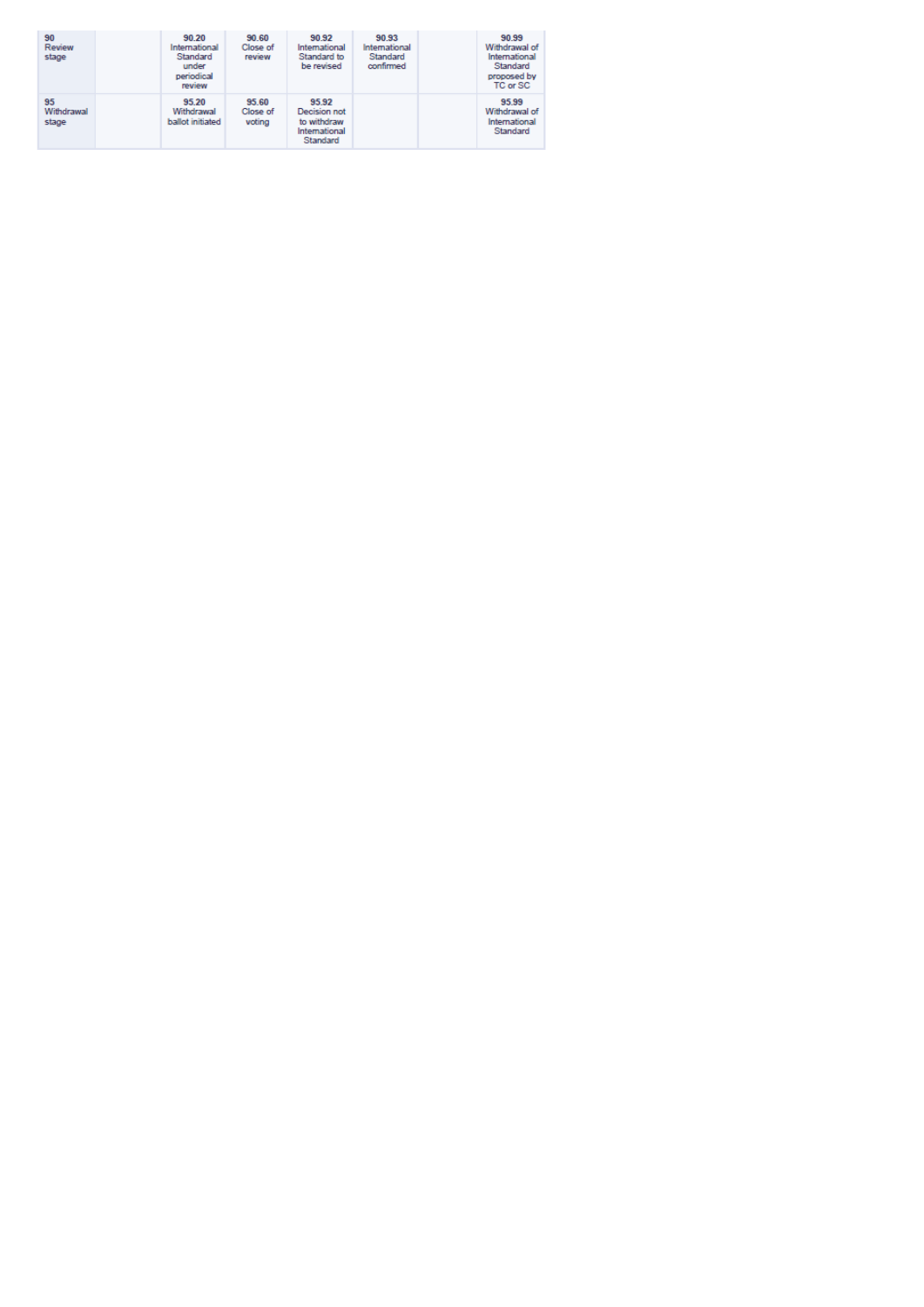| | | | | | | | |
|---|---|---|---|---|---|---|---|
| **90** Review stage | | **90.20** International Standard under periodical review | **90.60** Close of review | **90.92** International Standard to be revised | **90.93** International Standard confirmed | | **90.99** Withdrawal of International Standard proposed by TC or SC |
| **95** Withdrawal stage | | **95.20** Withdrawal ballot initiated | **95.60** Close of voting | **95.92** Decision not to withdraw International Standard | | | **95.99** Withdrawal of International Standard |